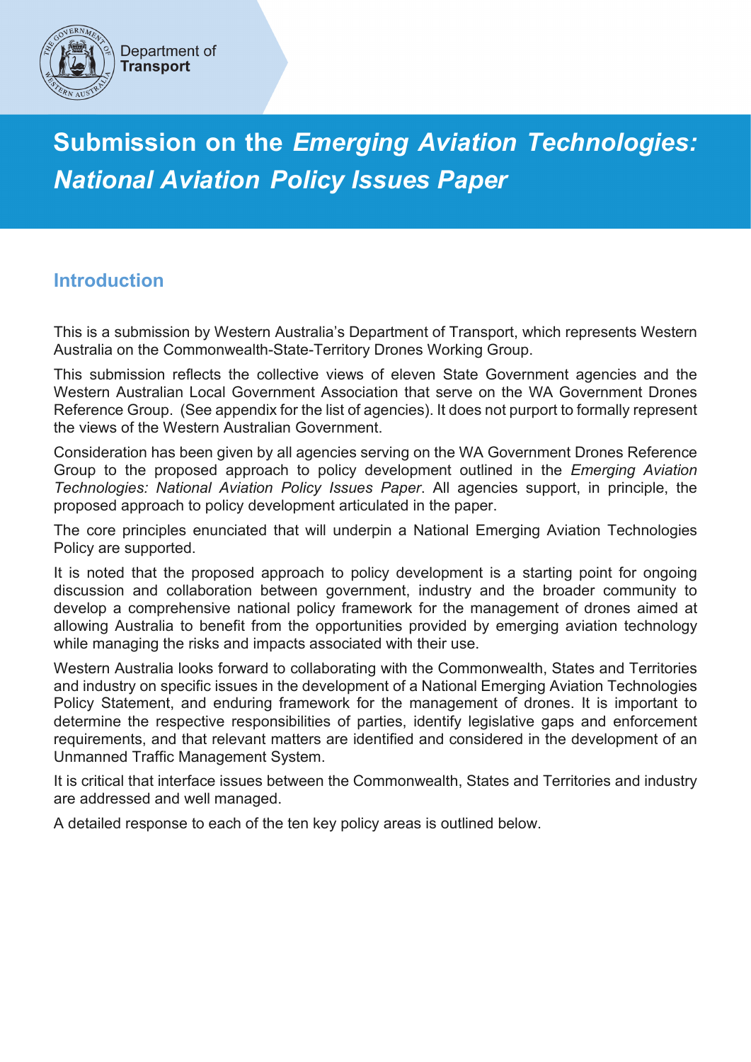Department of **Transport**

# Submission on the *Emerging Aviation Technologies: National Aviation Policy Issues Paper*

## Introduction

This is a submission by Western Australia's Department of Transport, which represents Western Australia on the Commonwealth-State-Territory Drones Working Group.

This submission reflects the collective views of eleven State Government agencies and the Western Australian Local Government Association that serve on the WA Government Drones Reference Group. (See appendix for the list of agencies). It does not purport to formally represent the views of the Western Australian Government.

Consideration has been given by all agencies serving on the WA Government Drones Reference Group to the proposed approach to policy development outlined in the *Emerging Aviation Technologies: National Aviation Policy Issues Paper*. All agencies support, in principle, the proposed approach to policy development articulated in the paper.

The core principles enunciated that will underpin a National Emerging Aviation Technologies Policy are supported.

It is noted that the proposed approach to policy development is a starting point for ongoing discussion and collaboration between government, industry and the broader community to develop a comprehensive national policy framework for the management of drones aimed at allowing Australia to benefit from the opportunities provided by emerging aviation technology while managing the risks and impacts associated with their use.

Western Australia looks forward to collaborating with the Commonwealth, States and Territories and industry on specific issues in the development of a National Emerging Aviation Technologies Policy Statement, and enduring framework for the management of drones. It is important to determine the respective responsibilities of parties, identify legislative gaps and enforcement requirements, and that relevant matters are identified and considered in the development of an Unmanned Traffic Management System.

It is critical that interface issues between the Commonwealth, States and Territories and industry are addressed and well managed.

A detailed response to each of the ten key policy areas is outlined below.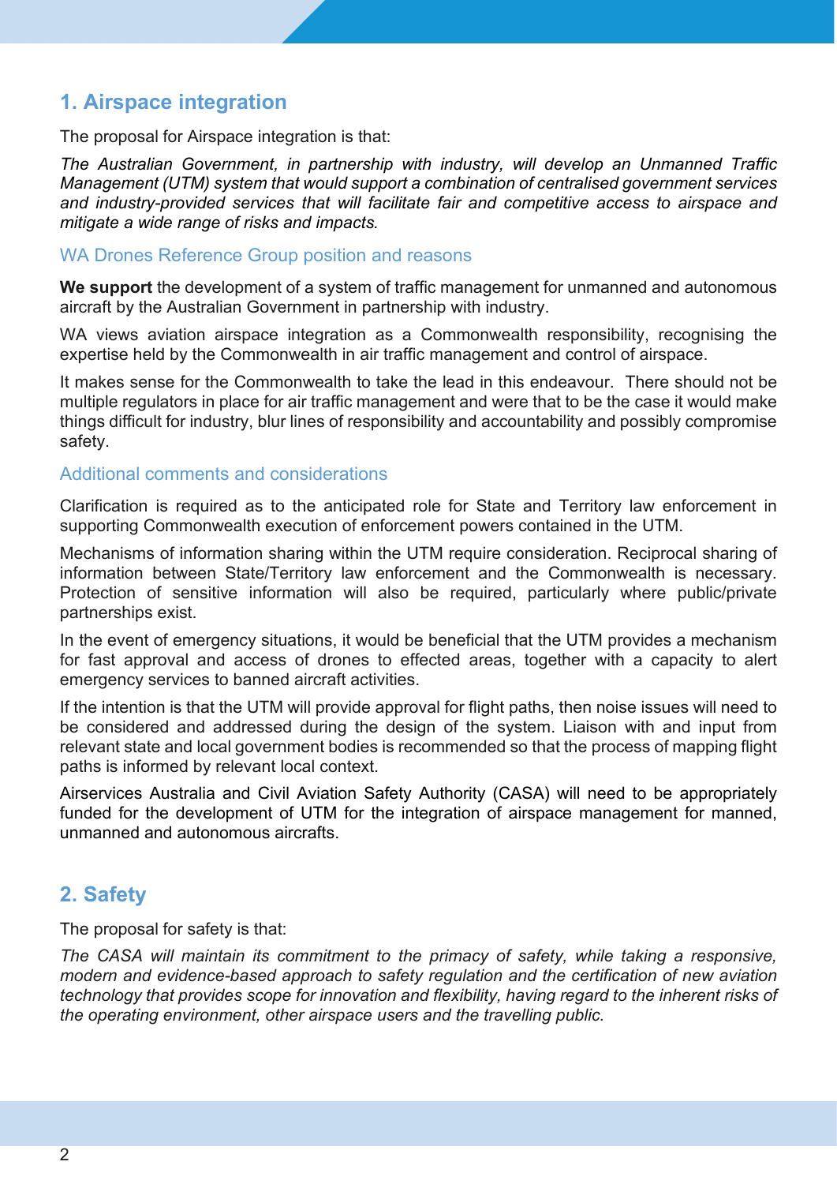## 1. Airspace integration

The proposal for Airspace integration is that:

*The Australian Government, in partnership with industry, will develop an Unmanned Traffic Management (UTM) system that would support a combination of centralised government services and industry-provided services that will facilitate fair and competitive access to airspace and mitigate a wide range of risks and impacts.*

### WA Drones Reference Group position and reasons

**We support** the development of a system of traffic management for unmanned and autonomous aircraft by the Australian Government in partnership with industry.

WA views aviation airspace integration as a Commonwealth responsibility, recognising the expertise held by the Commonwealth in air traffic management and control of airspace.

It makes sense for the Commonwealth to take the lead in this endeavour. There should not be multiple regulators in place for air traffic management and were that to be the case it would make things difficult for industry, blur lines of responsibility and accountability and possibly compromise safety.

### Additional comments and considerations

Clarification is required as to the anticipated role for State and Territory law enforcement in supporting Commonwealth execution of enforcement powers contained in the UTM.

Mechanisms of information sharing within the UTM require consideration. Reciprocal sharing of information between State/Territory law enforcement and the Commonwealth is necessary. Protection of sensitive information will also be required, particularly where public/private partnerships exist.

In the event of emergency situations, it would be beneficial that the UTM provides a mechanism for fast approval and access of drones to effected areas, together with a capacity to alert emergency services to banned aircraft activities.

If the intention is that the UTM will provide approval for flight paths, then noise issues will need to be considered and addressed during the design of the system. Liaison with and input from relevant state and local government bodies is recommended so that the process of mapping flight paths is informed by relevant local context.

Airservices Australia and Civil Aviation Safety Authority (CASA) will need to be appropriately funded for the development of UTM for the integration of airspace management for manned, unmanned and autonomous aircrafts.

## 2. Safety

The proposal for safety is that:

*The CASA will maintain its commitment to the primacy of safety, while taking a responsive, modern and evidence-based approach to safety regulation and the certification of new aviation technology that provides scope for innovation and flexibility, having regard to the inherent risks of the operating environment, other airspace users and the travelling public.*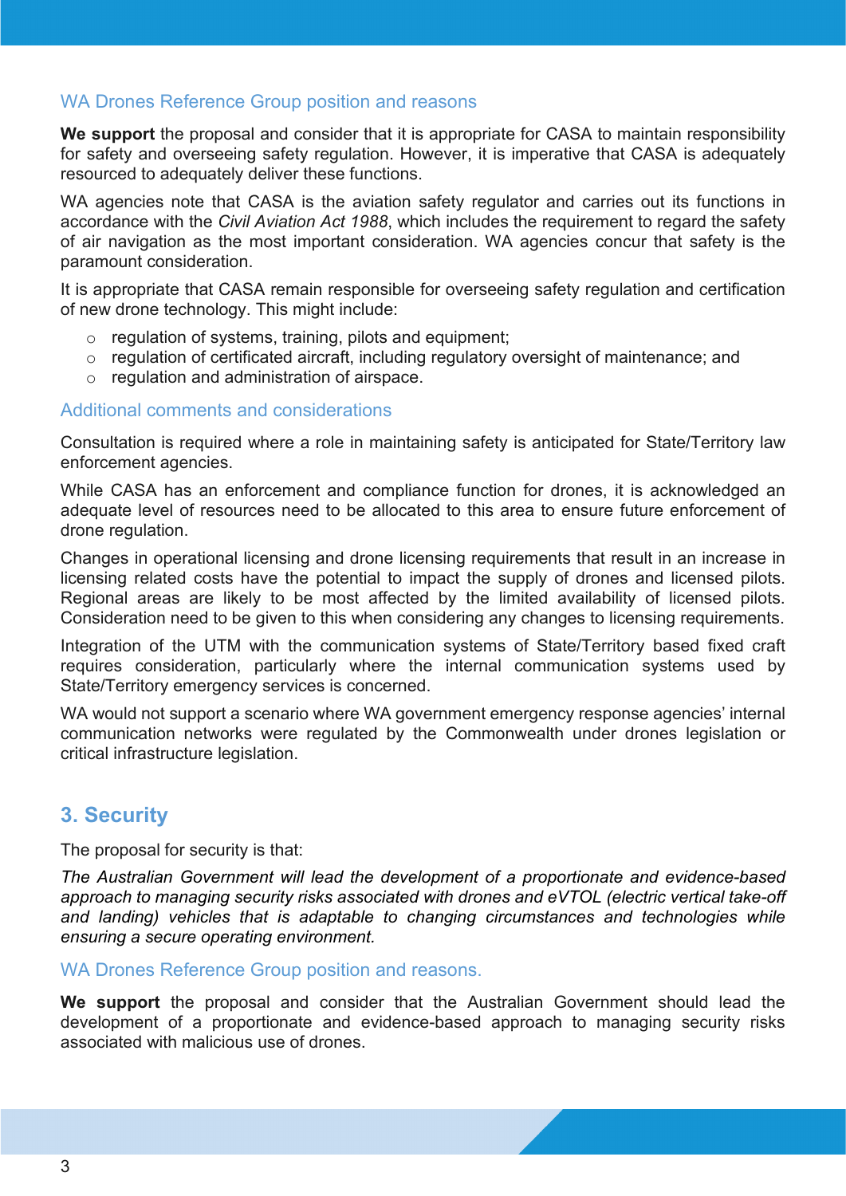### WA Drones Reference Group position and reasons

**We support** the proposal and consider that it is appropriate for CASA to maintain responsibility for safety and overseeing safety regulation. However, it is imperative that CASA is adequately resourced to adequately deliver these functions.

WA agencies note that CASA is the aviation safety regulator and carries out its functions in accordance with the *Civil Aviation Act 1988*, which includes the requirement to regard the safety of air navigation as the most important consideration. WA agencies concur that safety is the paramount consideration.

It is appropriate that CASA remain responsible for overseeing safety regulation and certification of new drone technology. This might include:

- regulation of systems, training, pilots and equipment;
- regulation of certificated aircraft, including regulatory oversight of maintenance; and
- regulation and administration of airspace.

### Additional comments and considerations

Consultation is required where a role in maintaining safety is anticipated for State/Territory law enforcement agencies.

While CASA has an enforcement and compliance function for drones, it is acknowledged an adequate level of resources need to be allocated to this area to ensure future enforcement of drone regulation.

Changes in operational licensing and drone licensing requirements that result in an increase in licensing related costs have the potential to impact the supply of drones and licensed pilots. Regional areas are likely to be most affected by the limited availability of licensed pilots. Consideration need to be given to this when considering any changes to licensing requirements.

Integration of the UTM with the communication systems of State/Territory based fixed craft requires consideration, particularly where the internal communication systems used by State/Territory emergency services is concerned.

WA would not support a scenario where WA government emergency response agencies' internal communication networks were regulated by the Commonwealth under drones legislation or critical infrastructure legislation.

## 3. Security

The proposal for security is that:

*The Australian Government will lead the development of a proportionate and evidence-based approach to managing security risks associated with drones and eVTOL (electric vertical take-off and landing) vehicles that is adaptable to changing circumstances and technologies while ensuring a secure operating environment.*

### WA Drones Reference Group position and reasons.

**We support** the proposal and consider that the Australian Government should lead the development of a proportionate and evidence-based approach to managing security risks associated with malicious use of drones.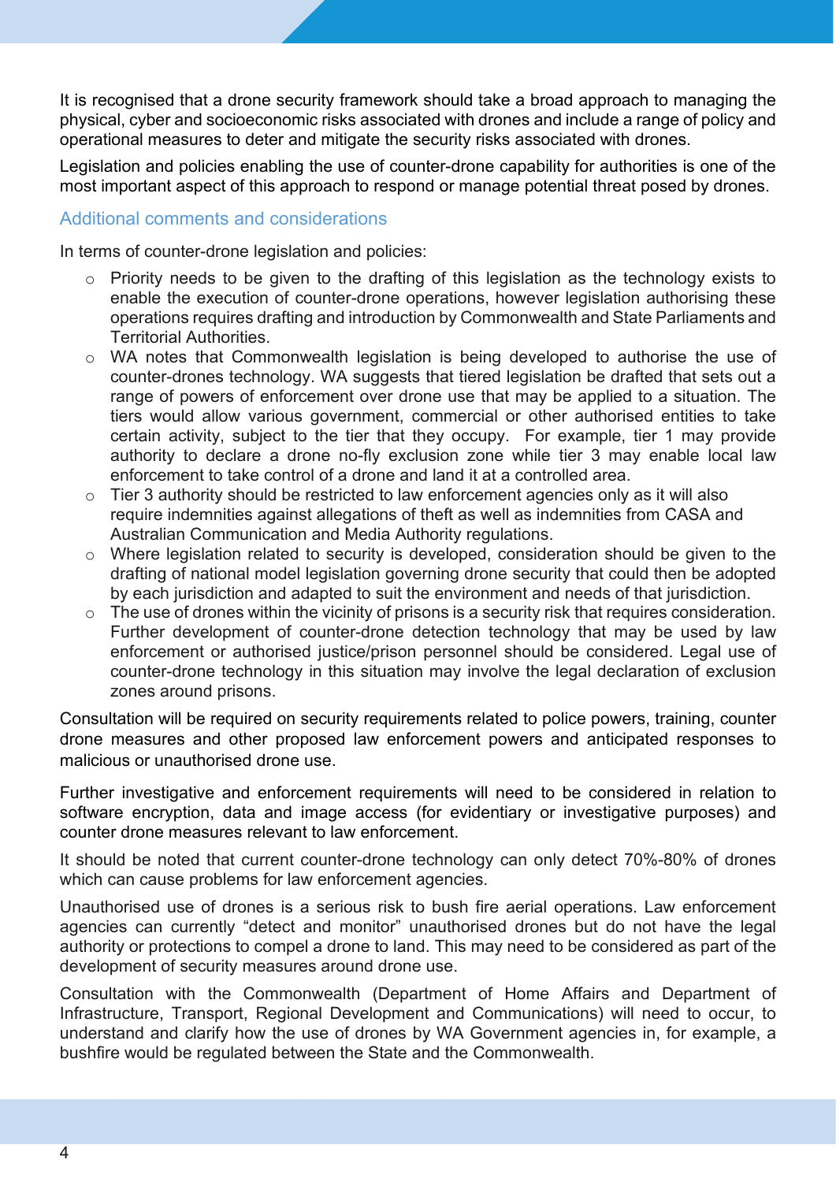It is recognised that a drone security framework should take a broad approach to managing the physical, cyber and socioeconomic risks associated with drones and include a range of policy and operational measures to deter and mitigate the security risks associated with drones.

Legislation and policies enabling the use of counter-drone capability for authorities is one of the most important aspect of this approach to respond or manage potential threat posed by drones.

## Additional comments and considerations

In terms of counter-drone legislation and policies:

- Priority needs to be given to the drafting of this legislation as the technology exists to enable the execution of counter-drone operations, however legislation authorising these operations requires drafting and introduction by Commonwealth and State Parliaments and Territorial Authorities.
- WA notes that Commonwealth legislation is being developed to authorise the use of counter-drones technology. WA suggests that tiered legislation be drafted that sets out a range of powers of enforcement over drone use that may be applied to a situation. The tiers would allow various government, commercial or other authorised entities to take certain activity, subject to the tier that they occupy. For example, tier 1 may provide authority to declare a drone no-fly exclusion zone while tier 3 may enable local law enforcement to take control of a drone and land it at a controlled area.
- Tier 3 authority should be restricted to law enforcement agencies only as it will also require indemnities against allegations of theft as well as indemnities from CASA and Australian Communication and Media Authority regulations.
- Where legislation related to security is developed, consideration should be given to the drafting of national model legislation governing drone security that could then be adopted by each jurisdiction and adapted to suit the environment and needs of that jurisdiction.
- The use of drones within the vicinity of prisons is a security risk that requires consideration. Further development of counter-drone detection technology that may be used by law enforcement or authorised justice/prison personnel should be considered. Legal use of counter-drone technology in this situation may involve the legal declaration of exclusion zones around prisons.

Consultation will be required on security requirements related to police powers, training, counter drone measures and other proposed law enforcement powers and anticipated responses to malicious or unauthorised drone use.

Further investigative and enforcement requirements will need to be considered in relation to software encryption, data and image access (for evidentiary or investigative purposes) and counter drone measures relevant to law enforcement.

It should be noted that current counter-drone technology can only detect 70%-80% of drones which can cause problems for law enforcement agencies.

Unauthorised use of drones is a serious risk to bush fire aerial operations. Law enforcement agencies can currently "detect and monitor" unauthorised drones but do not have the legal authority or protections to compel a drone to land. This may need to be considered as part of the development of security measures around drone use.

Consultation with the Commonwealth (Department of Home Affairs and Department of Infrastructure, Transport, Regional Development and Communications) will need to occur, to understand and clarify how the use of drones by WA Government agencies in, for example, a bushfire would be regulated between the State and the Commonwealth.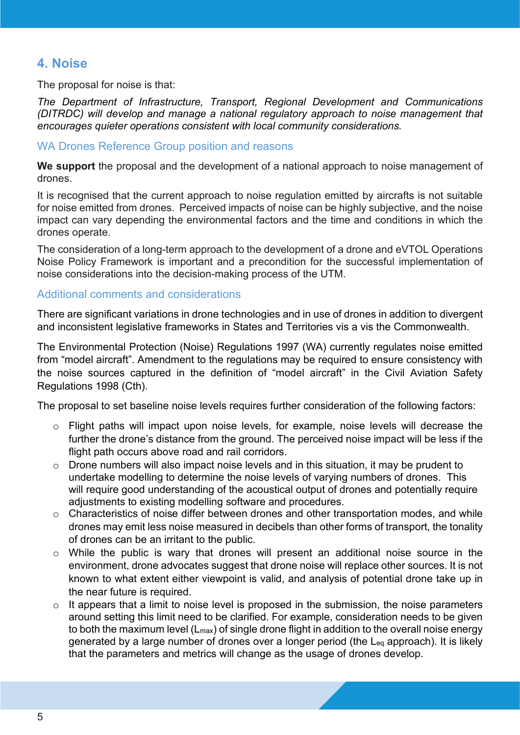## 4. Noise

The proposal for noise is that:

*The Department of Infrastructure, Transport, Regional Development and Communications (DITRDC) will develop and manage a national regulatory approach to noise management that encourages quieter operations consistent with local community considerations.*

### WA Drones Reference Group position and reasons

**We support** the proposal and the development of a national approach to noise management of drones.

It is recognised that the current approach to noise regulation emitted by aircrafts is not suitable for noise emitted from drones. Perceived impacts of noise can be highly subjective, and the noise impact can vary depending the environmental factors and the time and conditions in which the drones operate.

The consideration of a long-term approach to the development of a drone and eVTOL Operations Noise Policy Framework is important and a precondition for the successful implementation of noise considerations into the decision-making process of the UTM.

### Additional comments and considerations

There are significant variations in drone technologies and in use of drones in addition to divergent and inconsistent legislative frameworks in States and Territories vis a vis the Commonwealth.

The Environmental Protection (Noise) Regulations 1997 (WA) currently regulates noise emitted from "model aircraft". Amendment to the regulations may be required to ensure consistency with the noise sources captured in the definition of "model aircraft" in the Civil Aviation Safety Regulations 1998 (Cth).

The proposal to set baseline noise levels requires further consideration of the following factors:

- Flight paths will impact upon noise levels, for example, noise levels will decrease the further the drone's distance from the ground. The perceived noise impact will be less if the flight path occurs above road and rail corridors.
- Drone numbers will also impact noise levels and in this situation, it may be prudent to undertake modelling to determine the noise levels of varying numbers of drones. This will require good understanding of the acoustical output of drones and potentially require adjustments to existing modelling software and procedures.
- Characteristics of noise differ between drones and other transportation modes, and while drones may emit less noise measured in decibels than other forms of transport, the tonality of drones can be an irritant to the public.
- While the public is wary that drones will present an additional noise source in the environment, drone advocates suggest that drone noise will replace other sources. It is not known to what extent either viewpoint is valid, and analysis of potential drone take up in the near future is required.
- It appears that a limit to noise level is proposed in the submission, the noise parameters around setting this limit need to be clarified. For example, consideration needs to be given to both the maximum level ($L_{max}$) of single drone flight in addition to the overall noise energy generated by a large number of drones over a longer period (the $L_{eq}$ approach). It is likely that the parameters and metrics will change as the usage of drones develop.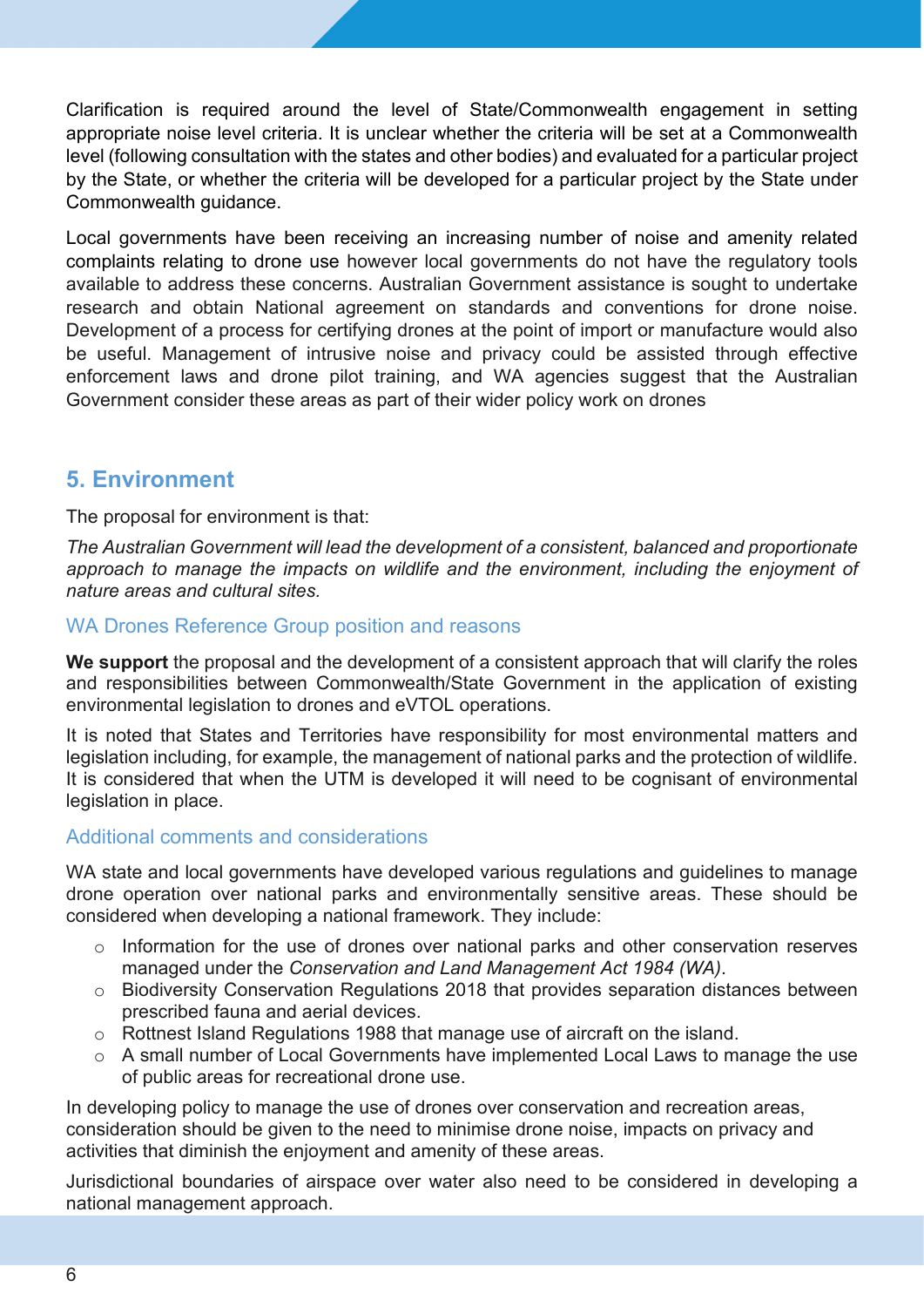Clarification is required around the level of State/Commonwealth engagement in setting appropriate noise level criteria. It is unclear whether the criteria will be set at a Commonwealth level (following consultation with the states and other bodies) and evaluated for a particular project by the State, or whether the criteria will be developed for a particular project by the State under Commonwealth guidance.

Local governments have been receiving an increasing number of noise and amenity related complaints relating to drone use however local governments do not have the regulatory tools available to address these concerns. Australian Government assistance is sought to undertake research and obtain National agreement on standards and conventions for drone noise. Development of a process for certifying drones at the point of import or manufacture would also be useful. Management of intrusive noise and privacy could be assisted through effective enforcement laws and drone pilot training, and WA agencies suggest that the Australian Government consider these areas as part of their wider policy work on drones

## 5. Environment

The proposal for environment is that:

*The Australian Government will lead the development of a consistent, balanced and proportionate approach to manage the impacts on wildlife and the environment, including the enjoyment of nature areas and cultural sites.*

### WA Drones Reference Group position and reasons

**We support** the proposal and the development of a consistent approach that will clarify the roles and responsibilities between Commonwealth/State Government in the application of existing environmental legislation to drones and eVTOL operations.

It is noted that States and Territories have responsibility for most environmental matters and legislation including, for example, the management of national parks and the protection of wildlife. It is considered that when the UTM is developed it will need to be cognisant of environmental legislation in place.

### Additional comments and considerations

WA state and local governments have developed various regulations and guidelines to manage drone operation over national parks and environmentally sensitive areas. These should be considered when developing a national framework. They include:

- Information for the use of drones over national parks and other conservation reserves managed under the *Conservation and Land Management Act 1984 (WA)*.
- Biodiversity Conservation Regulations 2018 that provides separation distances between prescribed fauna and aerial devices.
- Rottnest Island Regulations 1988 that manage use of aircraft on the island.
- A small number of Local Governments have implemented Local Laws to manage the use of public areas for recreational drone use.

In developing policy to manage the use of drones over conservation and recreation areas, consideration should be given to the need to minimise drone noise, impacts on privacy and activities that diminish the enjoyment and amenity of these areas.

Jurisdictional boundaries of airspace over water also need to be considered in developing a national management approach.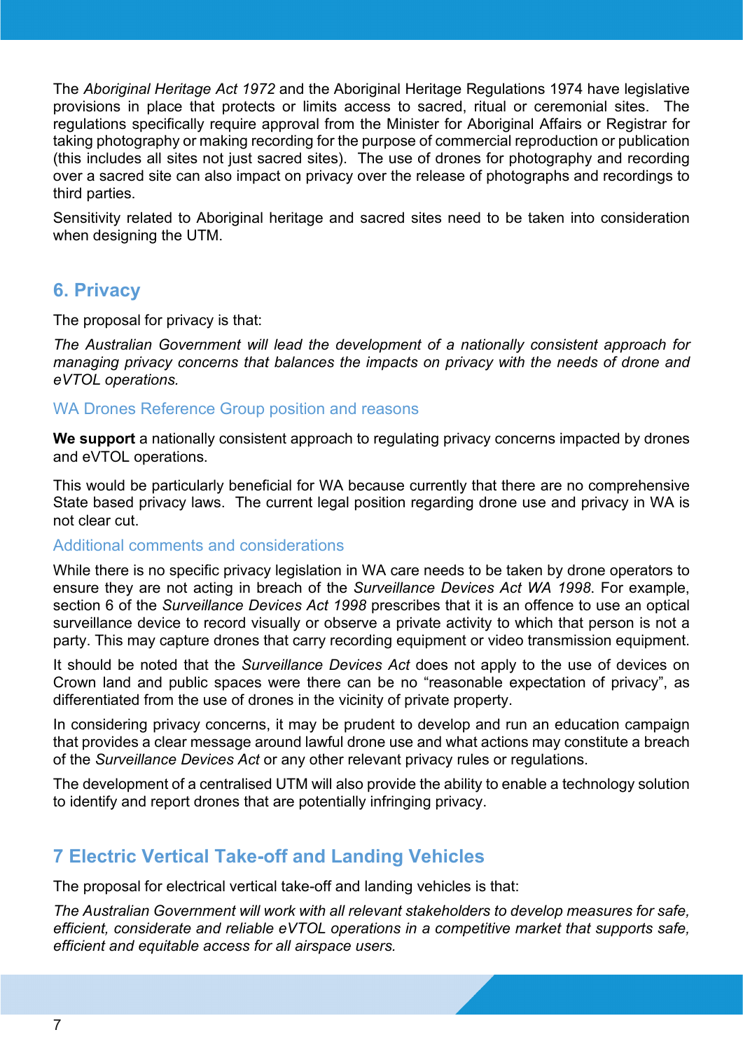The *Aboriginal Heritage Act 1972* and the Aboriginal Heritage Regulations 1974 have legislative provisions in place that protects or limits access to sacred, ritual or ceremonial sites. The regulations specifically require approval from the Minister for Aboriginal Affairs or Registrar for taking photography or making recording for the purpose of commercial reproduction or publication (this includes all sites not just sacred sites). The use of drones for photography and recording over a sacred site can also impact on privacy over the release of photographs and recordings to third parties.

Sensitivity related to Aboriginal heritage and sacred sites need to be taken into consideration when designing the UTM.

## 6. Privacy

The proposal for privacy is that:

*The Australian Government will lead the development of a nationally consistent approach for managing privacy concerns that balances the impacts on privacy with the needs of drone and eVTOL operations.*

### WA Drones Reference Group position and reasons

**We support** a nationally consistent approach to regulating privacy concerns impacted by drones and eVTOL operations.

This would be particularly beneficial for WA because currently that there are no comprehensive State based privacy laws. The current legal position regarding drone use and privacy in WA is not clear cut.

### Additional comments and considerations

While there is no specific privacy legislation in WA care needs to be taken by drone operators to ensure they are not acting in breach of the *Surveillance Devices Act WA 1998*. For example, section 6 of the *Surveillance Devices Act 1998* prescribes that it is an offence to use an optical surveillance device to record visually or observe a private activity to which that person is not a party. This may capture drones that carry recording equipment or video transmission equipment.

It should be noted that the *Surveillance Devices Act* does not apply to the use of devices on Crown land and public spaces were there can be no “reasonable expectation of privacy”, as differentiated from the use of drones in the vicinity of private property.

In considering privacy concerns, it may be prudent to develop and run an education campaign that provides a clear message around lawful drone use and what actions may constitute a breach of the *Surveillance Devices Act* or any other relevant privacy rules or regulations.

The development of a centralised UTM will also provide the ability to enable a technology solution to identify and report drones that are potentially infringing privacy.

## 7 Electric Vertical Take-off and Landing Vehicles

The proposal for electrical vertical take-off and landing vehicles is that:

*The Australian Government will work with all relevant stakeholders to develop measures for safe, efficient, considerate and reliable eVTOL operations in a competitive market that supports safe, efficient and equitable access for all airspace users.*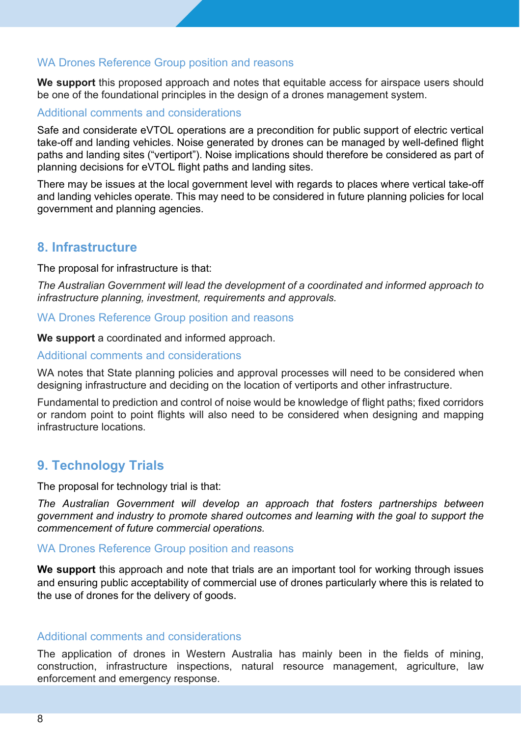### WA Drones Reference Group position and reasons

**We support** this proposed approach and notes that equitable access for airspace users should be one of the foundational principles in the design of a drones management system.

### Additional comments and considerations

Safe and considerate eVTOL operations are a precondition for public support of electric vertical take-off and landing vehicles. Noise generated by drones can be managed by well-defined flight paths and landing sites (“vertiport”). Noise implications should therefore be considered as part of planning decisions for eVTOL flight paths and landing sites.

There may be issues at the local government level with regards to places where vertical take-off and landing vehicles operate. This may need to be considered in future planning policies for local government and planning agencies.

## 8. Infrastructure

The proposal for infrastructure is that:

*The Australian Government will lead the development of a coordinated and informed approach to infrastructure planning, investment, requirements and approvals.*

### WA Drones Reference Group position and reasons

**We support** a coordinated and informed approach.

### Additional comments and considerations

WA notes that State planning policies and approval processes will need to be considered when designing infrastructure and deciding on the location of vertiports and other infrastructure.

Fundamental to prediction and control of noise would be knowledge of flight paths; fixed corridors or random point to point flights will also need to be considered when designing and mapping infrastructure locations.

## 9. Technology Trials

The proposal for technology trial is that:

*The Australian Government will develop an approach that fosters partnerships between government and industry to promote shared outcomes and learning with the goal to support the commencement of future commercial operations.*

### WA Drones Reference Group position and reasons

**We support** this approach and note that trials are an important tool for working through issues and ensuring public acceptability of commercial use of drones particularly where this is related to the use of drones for the delivery of goods.

### Additional comments and considerations

The application of drones in Western Australia has mainly been in the fields of mining, construction, infrastructure inspections, natural resource management, agriculture, law enforcement and emergency response.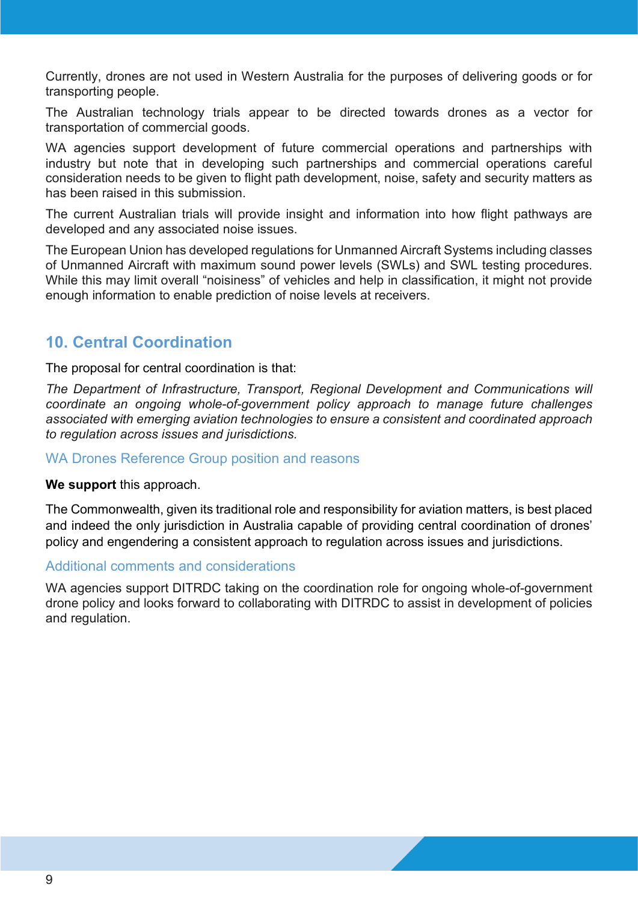Currently, drones are not used in Western Australia for the purposes of delivering goods or for transporting people.

The Australian technology trials appear to be directed towards drones as a vector for transportation of commercial goods.

WA agencies support development of future commercial operations and partnerships with industry but note that in developing such partnerships and commercial operations careful consideration needs to be given to flight path development, noise, safety and security matters as has been raised in this submission.

The current Australian trials will provide insight and information into how flight pathways are developed and any associated noise issues.

The European Union has developed regulations for Unmanned Aircraft Systems including classes of Unmanned Aircraft with maximum sound power levels (SWLs) and SWL testing procedures. While this may limit overall "noisiness" of vehicles and help in classification, it might not provide enough information to enable prediction of noise levels at receivers.

## 10. Central Coordination

The proposal for central coordination is that:

*The Department of Infrastructure, Transport, Regional Development and Communications will coordinate an ongoing whole-of-government policy approach to manage future challenges associated with emerging aviation technologies to ensure a consistent and coordinated approach to regulation across issues and jurisdictions.*

### WA Drones Reference Group position and reasons

**We support** this approach.

The Commonwealth, given its traditional role and responsibility for aviation matters, is best placed and indeed the only jurisdiction in Australia capable of providing central coordination of drones' policy and engendering a consistent approach to regulation across issues and jurisdictions.

### Additional comments and considerations

WA agencies support DITRDC taking on the coordination role for ongoing whole-of-government drone policy and looks forward to collaborating with DITRDC to assist in development of policies and regulation.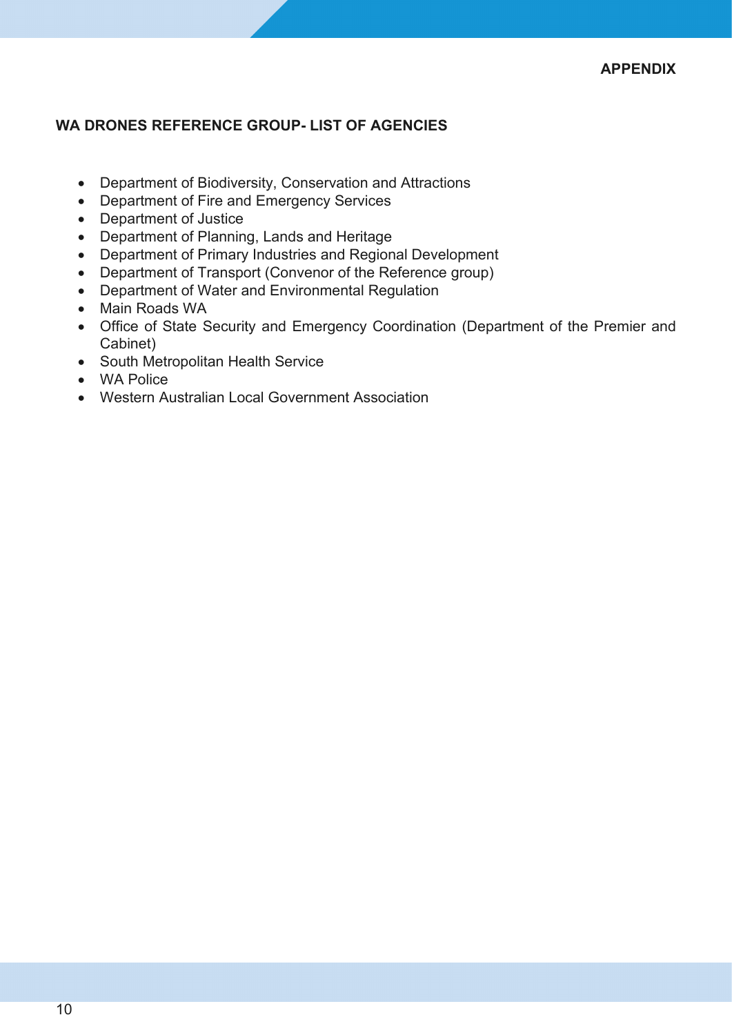# APPENDIX

## WA DRONES REFERENCE GROUP- LIST OF AGENCIES

- Department of Biodiversity, Conservation and Attractions
- Department of Fire and Emergency Services
- Department of Justice
- Department of Planning, Lands and Heritage
- Department of Primary Industries and Regional Development
- Department of Transport (Convenor of the Reference group)
- Department of Water and Environmental Regulation
- Main Roads WA
- Office of State Security and Emergency Coordination (Department of the Premier and Cabinet)
- South Metropolitan Health Service
- WA Police
- Western Australian Local Government Association